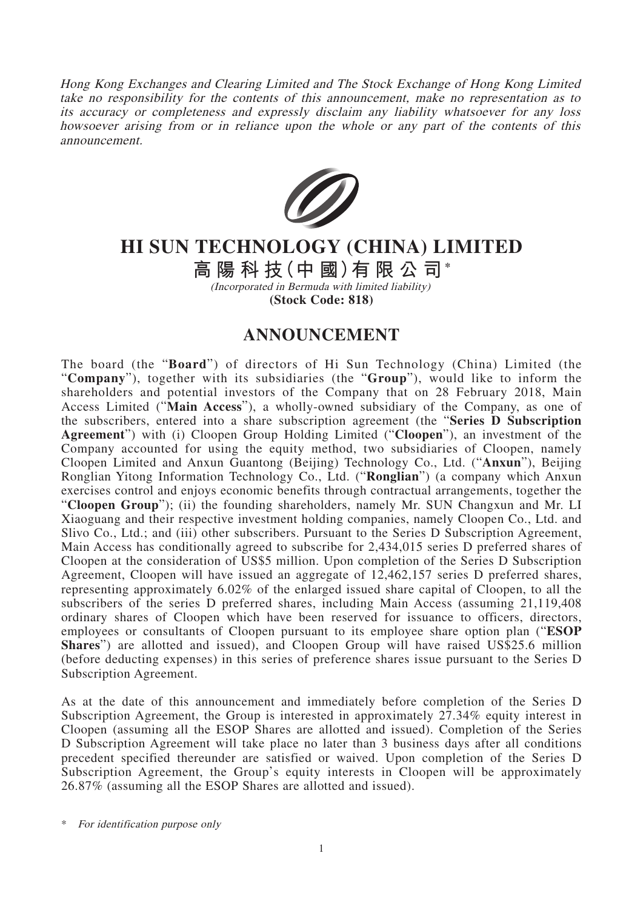*Hong Kong Exchanges and Clearing Limited and The Stock Exchange of Hong Kong Limited take no responsibility for the contents of this announcement, make no representation as to its accuracy or completeness and expressly disclaim any liability whatsoever for any loss howsoever arising from or in reliance upon the whole or any part of the contents of this announcement.*

# HI SUN TECHNOLOGY (CHINA) LIMITED

# 高陽科技(中國)有限公司*

*(Incorporated in Bermuda with limited liability)*

**(Stock Code: 818)**

## ANNOUNCEMENT

The board (the "**Board**") of directors of Hi Sun Technology (China) Limited (the "**Company**"), together with its subsidiaries (the "**Group**"), would like to inform the shareholders and potential investors of the Company that on 28 February 2018, Main Access Limited ("**Main Access**"), a wholly-owned subsidiary of the Company, as one of the subscribers, entered into a share subscription agreement (the "**Series D Subscription Agreement**") with (i) Cloopen Group Holding Limited ("**Cloopen**"), an investment of the Company accounted for using the equity method, two subsidiaries of Cloopen, namely Cloopen Limited and Anxun Guantong (Beijing) Technology Co., Ltd. ("**Anxun**"), Beijing Ronglian Yitong Information Technology Co., Ltd. ("**Ronglian**") (a company which Anxun exercises control and enjoys economic benefits through contractual arrangements, together the "**Cloopen Group**"); (ii) the founding shareholders, namely Mr. SUN Changxun and Mr. LI Xiaoguang and their respective investment holding companies, namely Cloopen Co., Ltd. and Slivo Co., Ltd.; and (iii) other subscribers. Pursuant to the Series D Subscription Agreement, Main Access has conditionally agreed to subscribe for 2,434,015 series D preferred shares of Cloopen at the consideration of US$5 million. Upon completion of the Series D Subscription Agreement, Cloopen will have issued an aggregate of 12,462,157 series D preferred shares, representing approximately 6.02% of the enlarged issued share capital of Cloopen, to all the subscribers of the series D preferred shares, including Main Access (assuming 21,119,408 ordinary shares of Cloopen which have been reserved for issuance to officers, directors, employees or consultants of Cloopen pursuant to its employee share option plan ("**ESOP Shares**") are allotted and issued), and Cloopen Group will have raised US$25.6 million (before deducting expenses) in this series of preference shares issue pursuant to the Series D Subscription Agreement.

As at the date of this announcement and immediately before completion of the Series D Subscription Agreement, the Group is interested in approximately 27.34% equity interest in Cloopen (assuming all the ESOP Shares are allotted and issued). Completion of the Series D Subscription Agreement will take place no later than 3 business days after all conditions precedent specified thereunder are satisfied or waived. Upon completion of the Series D Subscription Agreement, the Group's equity interests in Cloopen will be approximately 26.87% (assuming all the ESOP Shares are allotted and issued).

\* *For identification purpose only*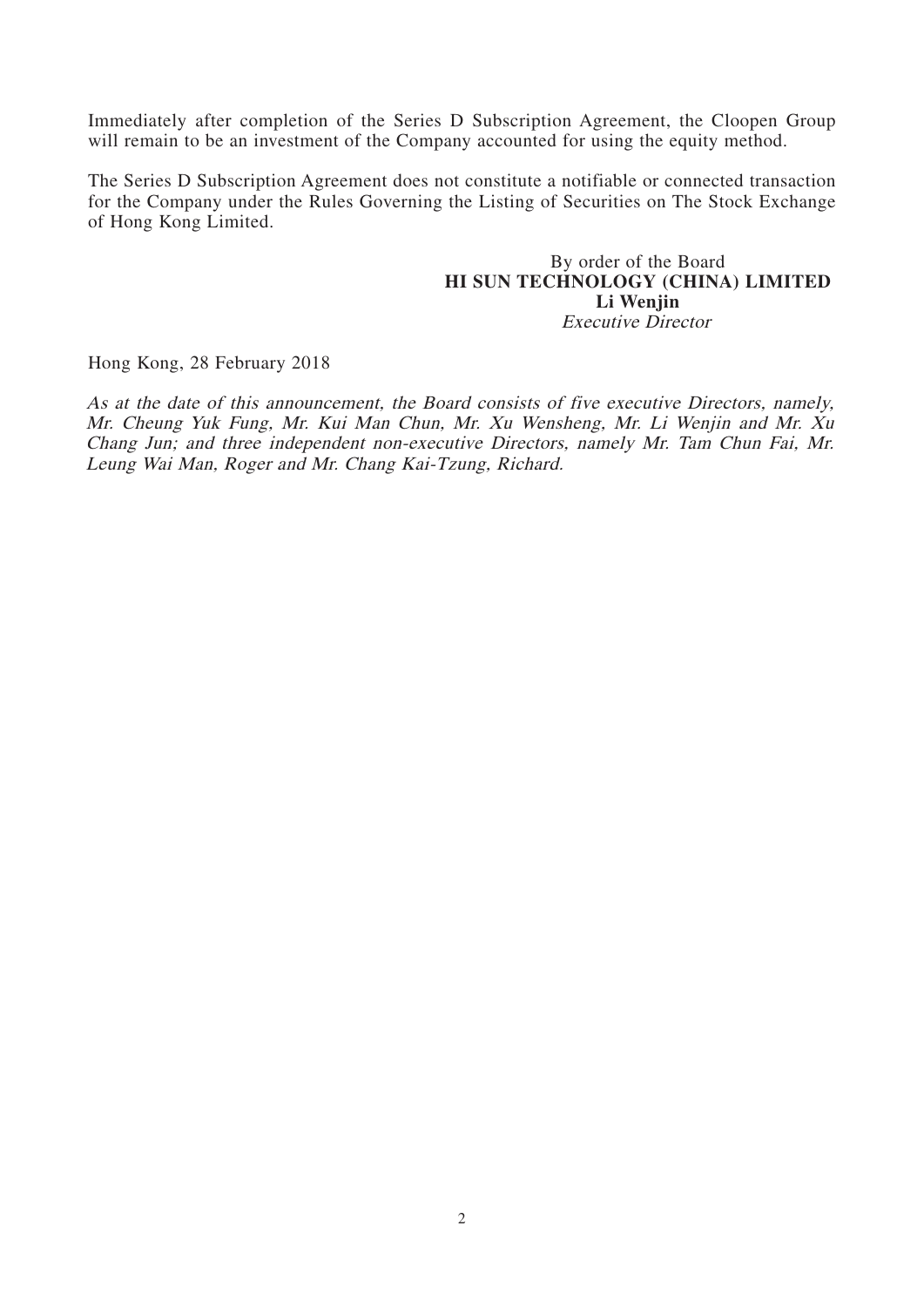Immediately after completion of the Series D Subscription Agreement, the Cloopen Group will remain to be an investment of the Company accounted for using the equity method.

The Series D Subscription Agreement does not constitute a notifiable or connected transaction for the Company under the Rules Governing the Listing of Securities on The Stock Exchange of Hong Kong Limited.

By order of the Board
**HI SUN TECHNOLOGY (CHINA) LIMITED**
**Li Wenjin**
*Executive Director*

Hong Kong, 28 February 2018

*As at the date of this announcement, the Board consists of five executive Directors, namely, Mr. Cheung Yuk Fung, Mr. Kui Man Chun, Mr. Xu Wensheng, Mr. Li Wenjin and Mr. Xu Chang Jun; and three independent non-executive Directors, namely Mr. Tam Chun Fai, Mr. Leung Wai Man, Roger and Mr. Chang Kai-Tzung, Richard.*